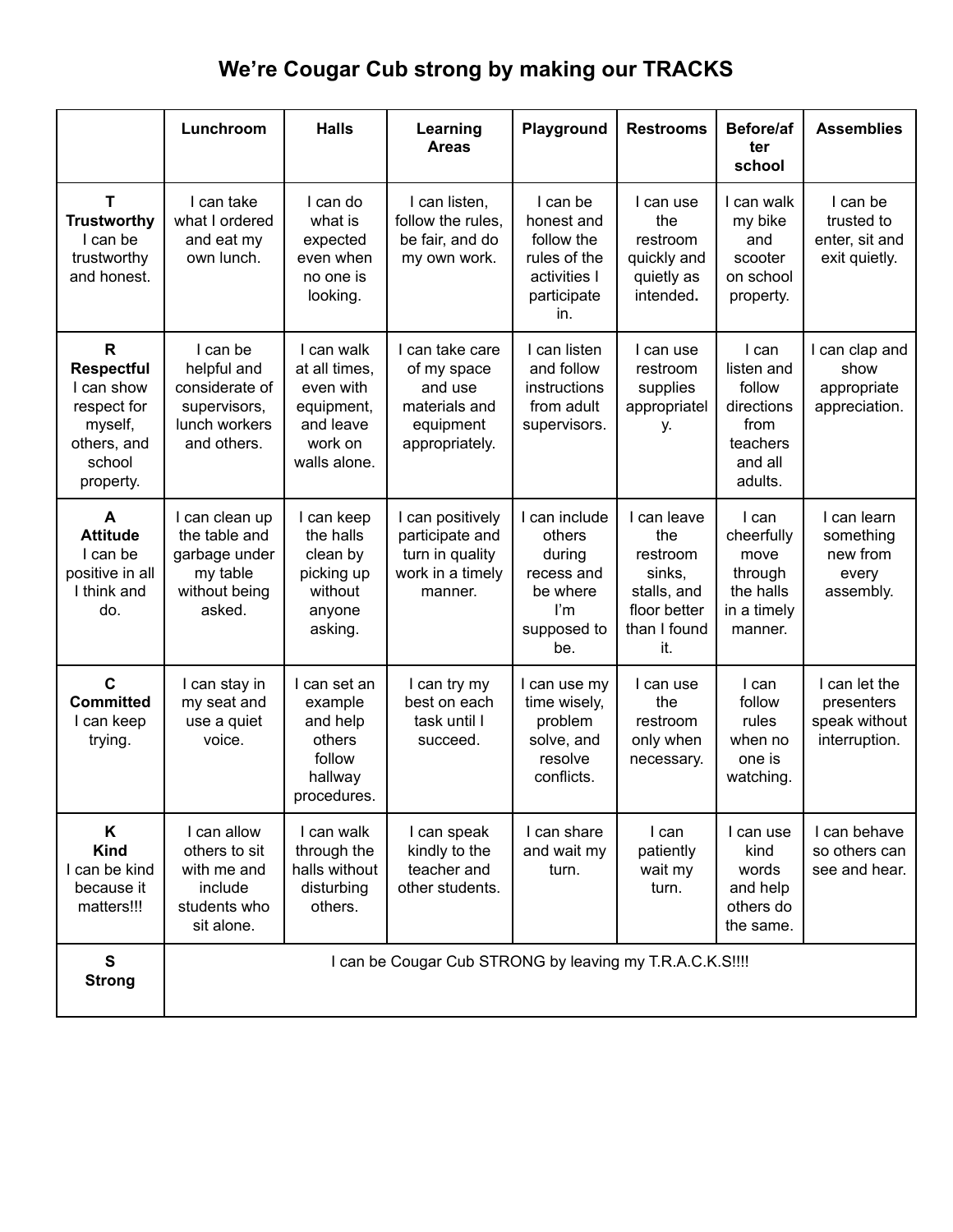# We're Cougar Cub strong by making our TRACKS

| | Lunchroom | Halls | Learning Areas | Playground | Restrooms | Before/after school | Assemblies |
|---|---|---|---|---|---|---|---|
| **T** **Trustworthy** I can be trustworthy and honest. | I can take what I ordered and eat my own lunch. | I can do what is expected even when no one is looking. | I can listen, follow the rules, be fair, and do my own work. | I can be honest and follow the rules of the activities I participate in. | I can use the restroom quickly and quietly as intended**.** | I can walk my bike and scooter on school property. | I can be trusted to enter, sit and exit quietly. |
| **R** **Respectful** I can show respect for myself, others, and school property. | I can be helpful and considerate of supervisors, lunch workers and others. | I can walk at all times, even with equipment, and leave work on walls alone. | I can take care of my space and use materials and equipment appropriately. | I can listen and follow instructions from adult supervisors. | I can use restroom supplies appropriately. | I can listen and follow directions from teachers and all adults. | I can clap and show appropriate appreciation. |
| **A** **Attitude** I can be positive in all I think and do. | I can clean up the table and garbage under my table without being asked. | I can keep the halls clean by picking up without anyone asking. | I can positively participate and turn in quality work in a timely manner. | I can include others during recess and be where I'm supposed to be. | I can leave the restroom sinks, stalls, and floor better than I found it. | I can cheerfully move through the halls in a timely manner. | I can learn something new from every assembly. |
| **C** **Committed** I can keep trying. | I can stay in my seat and use a quiet voice. | I can set an example and help others follow hallway procedures. | I can try my best on each task until I succeed. | I can use my time wisely, problem solve, and resolve conflicts. | I can use the restroom only when necessary. | I can follow rules when no one is watching. | I can let the presenters speak without interruption. |
| **K** **Kind** I can be kind because it matters!!! | I can allow others to sit with me and include students who sit alone. | I can walk through the halls without disturbing others. | I can speak kindly to the teacher and other students. | I can share and wait my turn. | I can patiently wait my turn. | I can use kind words and help others do the same. | I can behave so others can see and hear. |
| **S** **Strong** | I can be Cougar Cub STRONG by leaving my T.R.A.C.K.S!!!! | | | | | | |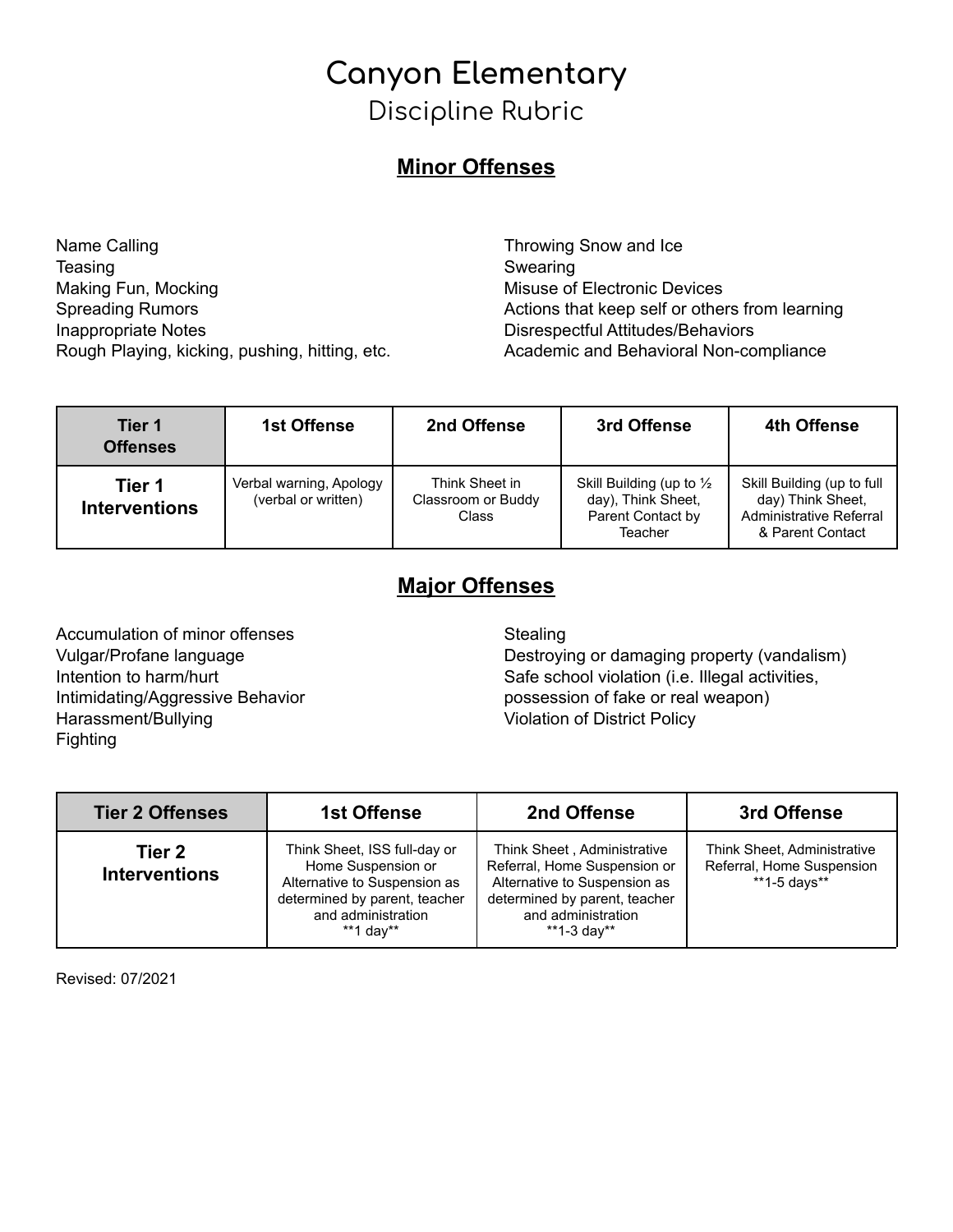# Canyon Elementary

## Discipline Rubric

### Minor Offenses

Name Calling
Teasing
Making Fun, Mocking
Spreading Rumors
Inappropriate Notes
Rough Playing, kicking, pushing, hitting, etc.
Throwing Snow and Ice
Swearing
Misuse of Electronic Devices
Actions that keep self or others from learning
Disrespectful Attitudes/Behaviors
Academic and Behavioral Non-compliance

| Tier 1 Offenses | 1st Offense | 2nd Offense | 3rd Offense | 4th Offense |
|---|---|---|---|---|
| **Tier 1 Interventions** | Verbal warning, Apology (verbal or written) | Think Sheet in Classroom or Buddy Class | Skill Building (up to ½ day), Think Sheet, Parent Contact by Teacher | Skill Building (up to full day) Think Sheet, Administrative Referral & Parent Contact |

### Major Offenses

Accumulation of minor offenses
Vulgar/Profane language
Intention to harm/hurt
Intimidating/Aggressive Behavior
Harassment/Bullying
Fighting
Stealing
Destroying or damaging property (vandalism)
Safe school violation (i.e. Illegal activities, possession of fake or real weapon)
Violation of District Policy

| Tier 2 Offenses | 1st Offense | 2nd Offense | 3rd Offense |
|---|---|---|---|
| **Tier 2 Interventions** | Think Sheet, ISS full-day or Home Suspension or Alternative to Suspension as determined by parent, teacher and administration **1 day** | Think Sheet , Administrative Referral, Home Suspension or Alternative to Suspension as determined by parent, teacher and administration **1-3 day** | Think Sheet, Administrative Referral, Home Suspension **1-5 days** |

Revised: 07/2021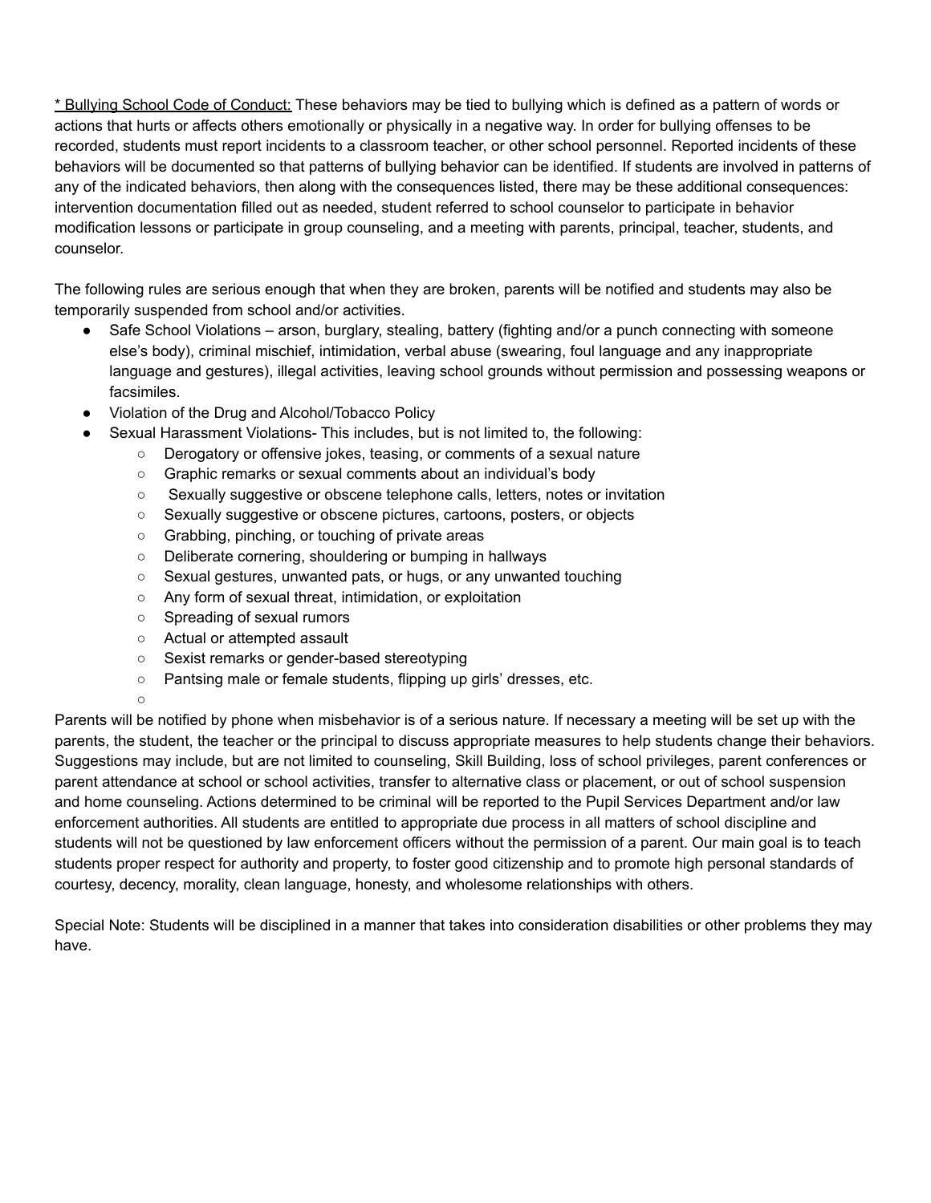<u>* Bullying School Code of Conduct:</u> These behaviors may be tied to bullying which is defined as a pattern of words or actions that hurts or affects others emotionally or physically in a negative way. In order for bullying offenses to be recorded, students must report incidents to a classroom teacher, or other school personnel. Reported incidents of these behaviors will be documented so that patterns of bullying behavior can be identified. If students are involved in patterns of any of the indicated behaviors, then along with the consequences listed, there may be these additional consequences: intervention documentation filled out as needed, student referred to school counselor to participate in behavior modification lessons or participate in group counseling, and a meeting with parents, principal, teacher, students, and counselor.

The following rules are serious enough that when they are broken, parents will be notified and students may also be temporarily suspended from school and/or activities.

- Safe School Violations – arson, burglary, stealing, battery (fighting and/or a punch connecting with someone else's body), criminal mischief, intimidation, verbal abuse (swearing, foul language and any inappropriate language and gestures), illegal activities, leaving school grounds without permission and possessing weapons or facsimiles.
- Violation of the Drug and Alcohol/Tobacco Policy
- Sexual Harassment Violations- This includes, but is not limited to, the following:
    - Derogatory or offensive jokes, teasing, or comments of a sexual nature
    - Graphic remarks or sexual comments about an individual's body
    - Sexually suggestive or obscene telephone calls, letters, notes or invitation
    - Sexually suggestive or obscene pictures, cartoons, posters, or objects
    - Grabbing, pinching, or touching of private areas
    - Deliberate cornering, shouldering or bumping in hallways
    - Sexual gestures, unwanted pats, or hugs, or any unwanted touching
    - Any form of sexual threat, intimidation, or exploitation
    - Spreading of sexual rumors
    - Actual or attempted assault
    - Sexist remarks or gender-based stereotyping
    - Pantsing male or female students, flipping up girls' dresses, etc.

Parents will be notified by phone when misbehavior is of a serious nature. If necessary a meeting will be set up with the parents, the student, the teacher or the principal to discuss appropriate measures to help students change their behaviors. Suggestions may include, but are not limited to counseling, Skill Building, loss of school privileges, parent conferences or parent attendance at school or school activities, transfer to alternative class or placement, or out of school suspension and home counseling. Actions determined to be criminal will be reported to the Pupil Services Department and/or law enforcement authorities. All students are entitled to appropriate due process in all matters of school discipline and students will not be questioned by law enforcement officers without the permission of a parent. Our main goal is to teach students proper respect for authority and property, to foster good citizenship and to promote high personal standards of courtesy, decency, morality, clean language, honesty, and wholesome relationships with others.

Special Note: Students will be disciplined in a manner that takes into consideration disabilities or other problems they may have.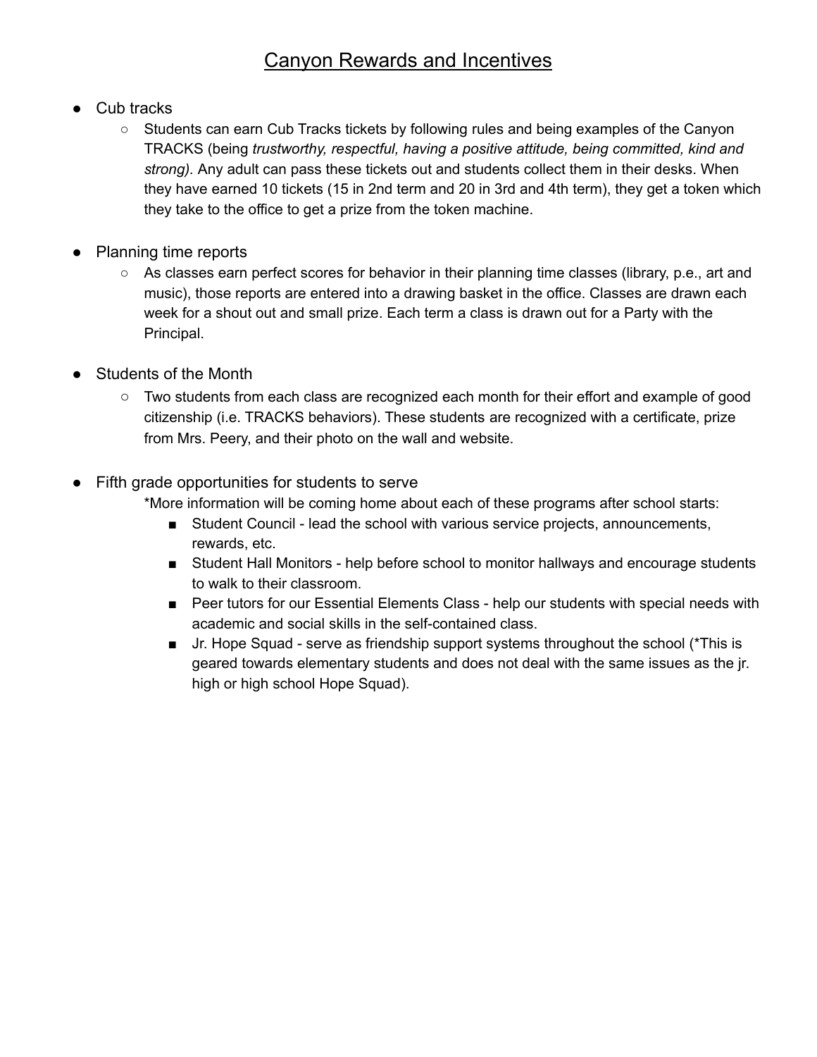# Canyon Rewards and Incentives

- Cub tracks
  - Students can earn Cub Tracks tickets by following rules and being examples of the Canyon TRACKS (being *trustworthy, respectful, having a positive attitude, being committed, kind and strong)*. Any adult can pass these tickets out and students collect them in their desks. When they have earned 10 tickets (15 in 2nd term and 20 in 3rd and 4th term), they get a token which they take to the office to get a prize from the token machine.

- Planning time reports
  - As classes earn perfect scores for behavior in their planning time classes (library, p.e., art and music), those reports are entered into a drawing basket in the office. Classes are drawn each week for a shout out and small prize. Each term a class is drawn out for a Party with the Principal.

- Students of the Month
  - Two students from each class are recognized each month for their effort and example of good citizenship (i.e. TRACKS behaviors). These students are recognized with a certificate, prize from Mrs. Peery, and their photo on the wall and website.

- Fifth grade opportunities for students to serve

  *More information will be coming home about each of these programs after school starts:

  - Student Council - lead the school with various service projects, announcements, rewards, etc.
  - Student Hall Monitors - help before school to monitor hallways and encourage students to walk to their classroom.
  - Peer tutors for our Essential Elements Class - help our students with special needs with academic and social skills in the self-contained class.
  - Jr. Hope Squad - serve as friendship support systems throughout the school (*This is geared towards elementary students and does not deal with the same issues as the jr. high or high school Hope Squad).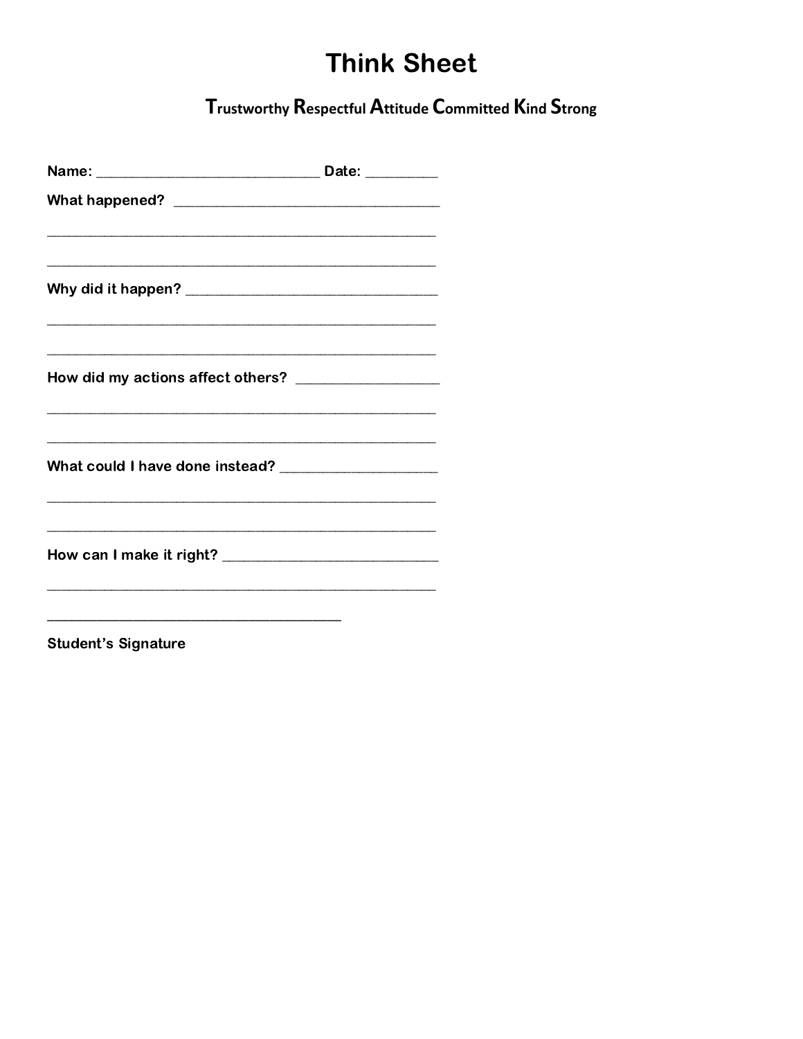# Think Sheet

**T**rustworthy **R**espectful **A**ttitude **C**ommitted **K**ind **S**trong

**Name:** _____________________________ **Date:** _________

**What happened?** ___________________________________

_____________________________________________________

_____________________________________________________

**Why did it happen?** _________________________________

_____________________________________________________

_____________________________________________________

**How did my actions affect others?** __________________

_____________________________________________________

_____________________________________________________

**What could I have done instead?** ___________________

_____________________________________________________

_____________________________________________________

**How can I make it right?** ____________________________

_____________________________________________________

______________________________________

**Student's Signature**